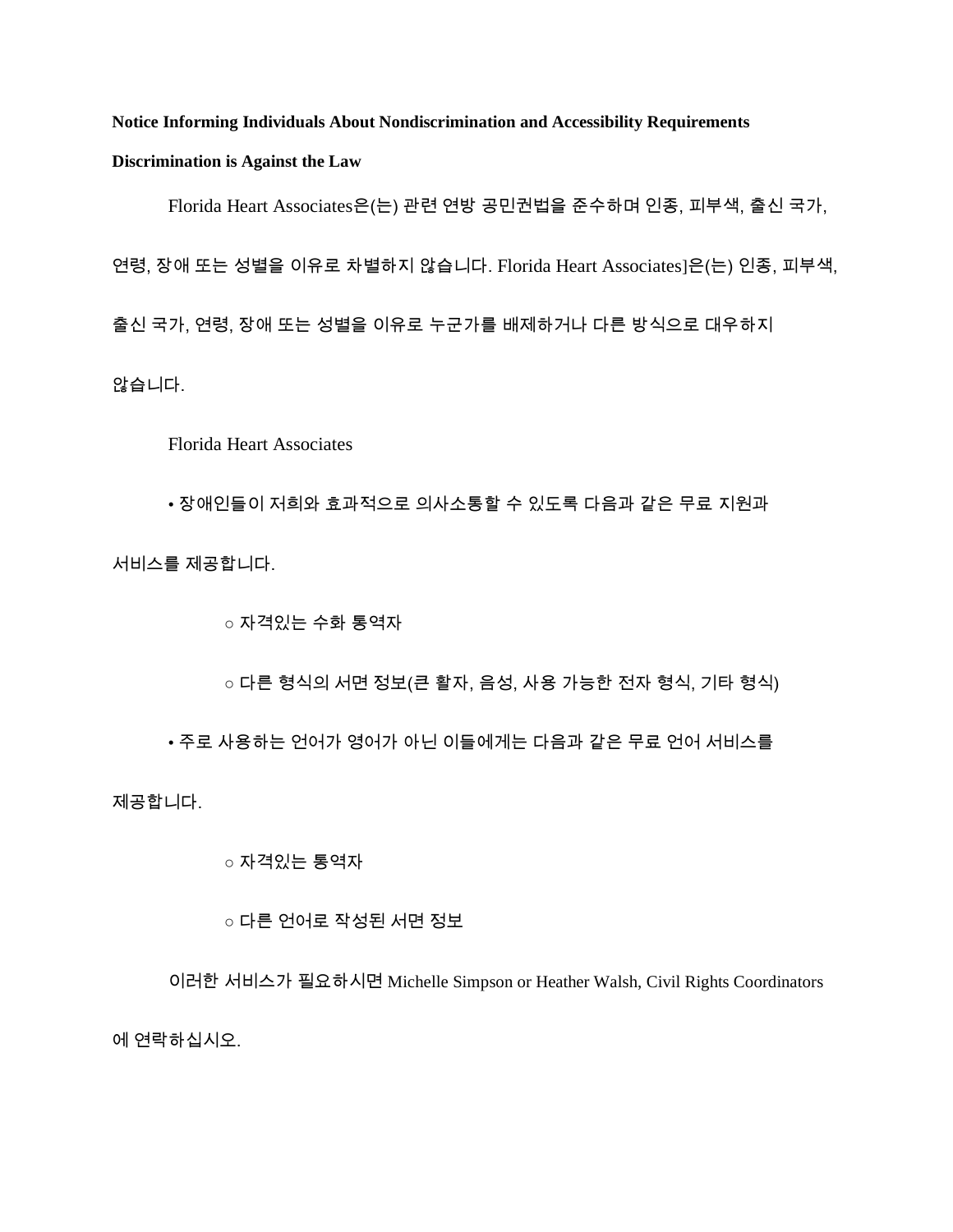**Notice Informing Individuals About Nondiscrimination and Accessibility Requirements**

**Discrimination is Against the Law**

Florida Heart Associates은(는) 관련 연방 공민권법을 준수하며 인종, 피부색, 출신 국가, 연령, 장애 또는 성별을 이유로 차별하지 않습니다. Florida Heart Associates]은(는) 인종, 피부색, 출신 국가, 연령, 장애 또는 성별을 이유로 누군가를 배제하거나 다른 방식으로 대우하지 않습니다.

Florida Heart Associates

- 장애인들이 저희와 효과적으로 의사소통할 수 있도록 다음과 같은 무료 지원과 서비스를 제공합니다.
    - 자격있는 수화 통역자
    - 다른 형식의 서면 정보(큰 활자, 음성, 사용 가능한 전자 형식, 기타 형식)
- 주로 사용하는 언어가 영어가 아닌 이들에게는 다음과 같은 무료 언어 서비스를 제공합니다.
    - 자격있는 통역자
    - 다른 언어로 작성된 서면 정보

이러한 서비스가 필요하시면 Michelle Simpson or Heather Walsh, Civil Rights Coordinators 에 연락하십시오.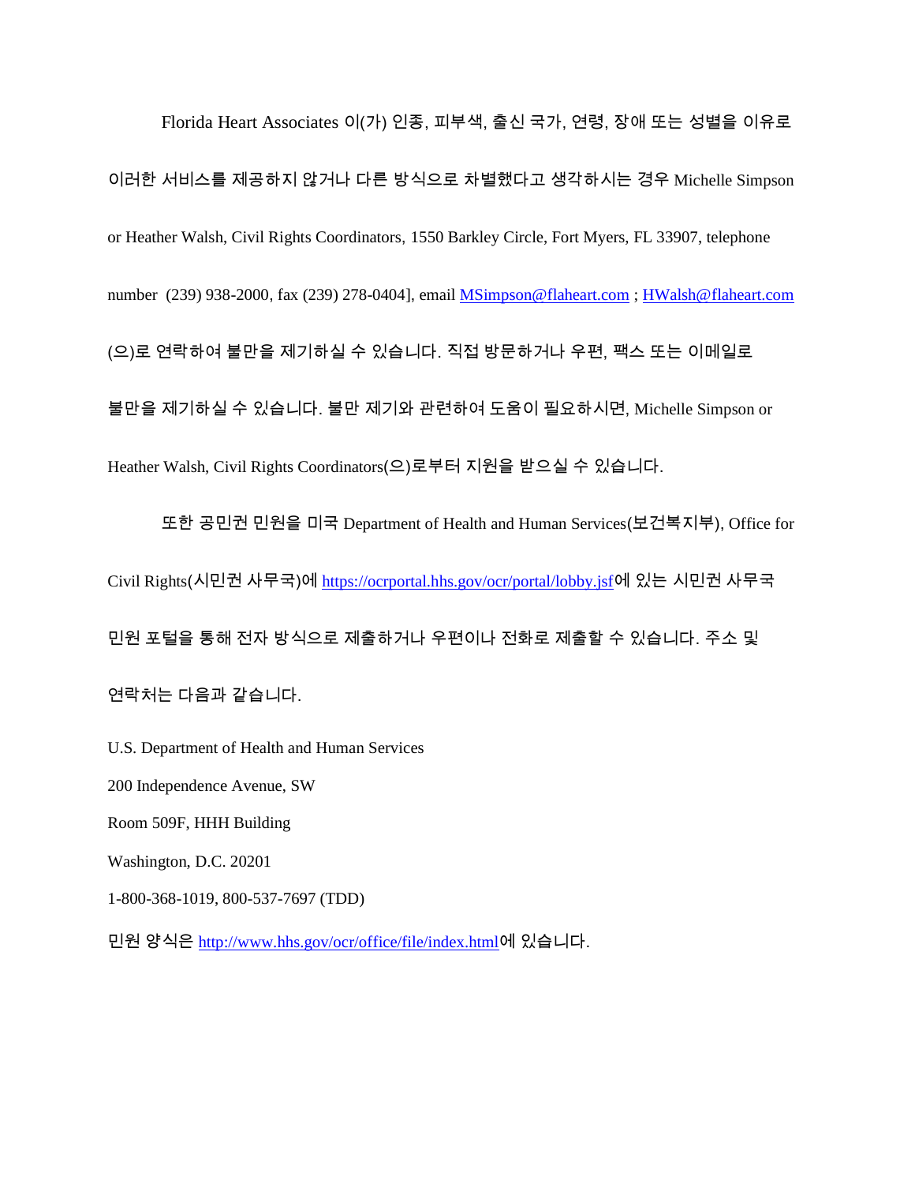Florida Heart Associates 이(가) 인종, 피부색, 출신 국가, 연령, 장애 또는 성별을 이유로 이러한 서비스를 제공하지 않거나 다른 방식으로 차별했다고 생각하시는 경우 Michelle Simpson or Heather Walsh, Civil Rights Coordinators, 1550 Barkley Circle, Fort Myers, FL 33907, telephone number (239) 938-2000, fax (239) 278-0404], email MSimpson@flaheart.com ; HWalsh@flaheart.com (으)로 연락하여 불만을 제기하실 수 있습니다. 직접 방문하거나 우편, 팩스 또는 이메일로 불만을 제기하실 수 있습니다. 불만 제기와 관련하여 도움이 필요하시면, Michelle Simpson or Heather Walsh, Civil Rights Coordinators(으)로부터 지원을 받으실 수 있습니다.

또한 공민권 민원을 미국 Department of Health and Human Services(보건복지부), Office for Civil Rights(시민권 사무국)에 https://ocrportal.hhs.gov/ocr/portal/lobby.jsf에 있는 시민권 사무국 민원 포털을 통해 전자 방식으로 제출하거나 우편이나 전화로 제출할 수 있습니다. 주소 및 연락처는 다음과 같습니다.

U.S. Department of Health and Human Services  
200 Independence Avenue, SW  
Room 509F, HHH Building  
Washington, D.C. 20201  
1-800-368-1019, 800-537-7697 (TDD)

민원 양식은 http://www.hhs.gov/ocr/office/file/index.html에 있습니다.